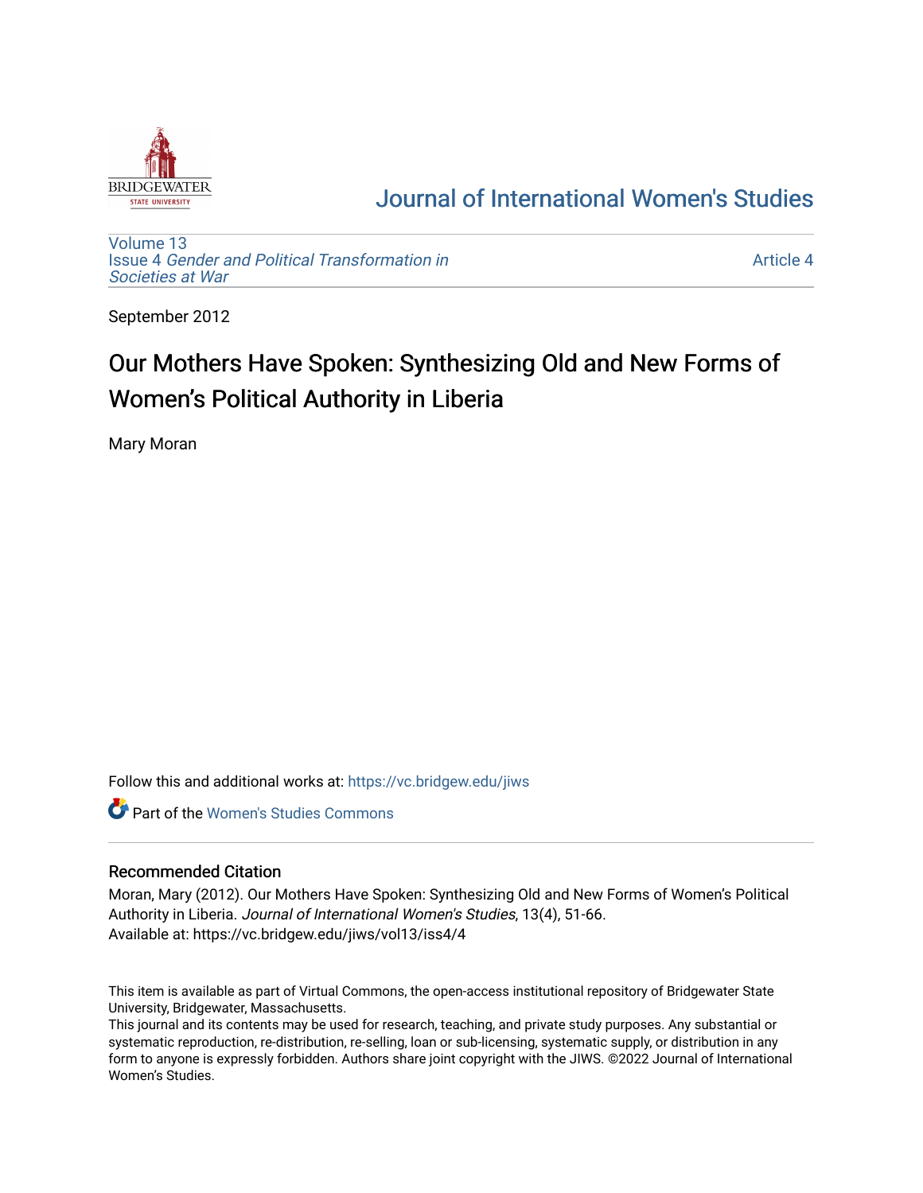# Journal of International Women's Studies

Volume 13
Issue 4 *Gender and Political Transformation in Societies at War*

Article 4

September 2012

## Our Mothers Have Spoken: Synthesizing Old and New Forms of Women's Political Authority in Liberia

Mary Moran

Follow this and additional works at: https://vc.bridgew.edu/jiws

Part of the Women's Studies Commons

### Recommended Citation

Moran, Mary (2012). Our Mothers Have Spoken: Synthesizing Old and New Forms of Women's Political Authority in Liberia. *Journal of International Women's Studies*, 13(4), 51-66.
Available at: https://vc.bridgew.edu/jiws/vol13/iss4/4

This item is available as part of Virtual Commons, the open-access institutional repository of Bridgewater State University, Bridgewater, Massachusetts.
This journal and its contents may be used for research, teaching, and private study purposes. Any substantial or systematic reproduction, re-distribution, re-selling, loan or sub-licensing, systematic supply, or distribution in any form to anyone is expressly forbidden. Authors share joint copyright with the JIWS. ©2022 Journal of International Women's Studies.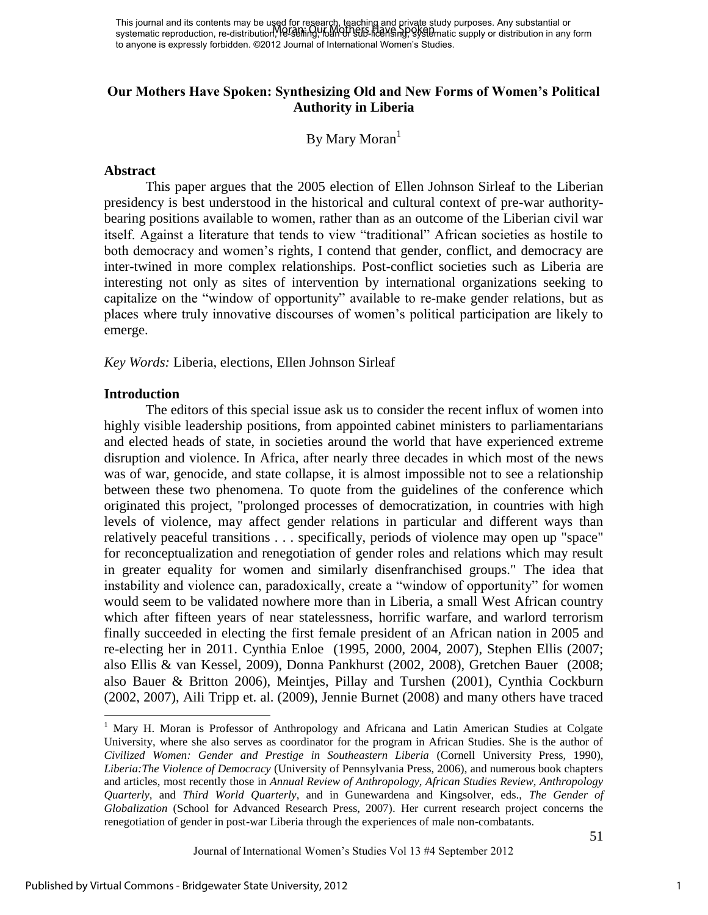# Our Mothers Have Spoken: Synthesizing Old and New Forms of Women's Political Authority in Liberia

By Mary Moran[1]

## Abstract

This paper argues that the 2005 election of Ellen Johnson Sirleaf to the Liberian presidency is best understood in the historical and cultural context of pre-war authority-bearing positions available to women, rather than as an outcome of the Liberian civil war itself. Against a literature that tends to view "traditional" African societies as hostile to both democracy and women's rights, I contend that gender, conflict, and democracy are inter-twined in more complex relationships. Post-conflict societies such as Liberia are interesting not only as sites of intervention by international organizations seeking to capitalize on the "window of opportunity" available to re-make gender relations, but as places where truly innovative discourses of women's political participation are likely to emerge.

*Key Words:* Liberia, elections, Ellen Johnson Sirleaf

## Introduction

The editors of this special issue ask us to consider the recent influx of women into highly visible leadership positions, from appointed cabinet ministers to parliamentarians and elected heads of state, in societies around the world that have experienced extreme disruption and violence. In Africa, after nearly three decades in which most of the news was of war, genocide, and state collapse, it is almost impossible not to see a relationship between these two phenomena. To quote from the guidelines of the conference which originated this project, "prolonged processes of democratization, in countries with high levels of violence, may affect gender relations in particular and different ways than relatively peaceful transitions . . . specifically, periods of violence may open up "space" for reconceptualization and renegotiation of gender roles and relations which may result in greater equality for women and similarly disenfranchised groups." The idea that instability and violence can, paradoxically, create a "window of opportunity" for women would seem to be validated nowhere more than in Liberia, a small West African country which after fifteen years of near statelessness, horrific warfare, and warlord terrorism finally succeeded in electing the first female president of an African nation in 2005 and re-electing her in 2011. Cynthia Enloe (1995, 2000, 2004, 2007), Stephen Ellis (2007; also Ellis & van Kessel, 2009), Donna Pankhurst (2002, 2008), Gretchen Bauer (2008; also Bauer & Britton 2006), Meintjes, Pillay and Turshen (2001), Cynthia Cockburn (2002, 2007), Aili Tripp et. al. (2009), Jennie Burnet (2008) and many others have traced

---

[1] Mary H. Moran is Professor of Anthropology and Africana and Latin American Studies at Colgate University, where she also serves as coordinator for the program in African Studies. She is the author of *Civilized Women: Gender and Prestige in Southeastern Liberia* (Cornell University Press, 1990), *Liberia:The Violence of Democracy* (University of Pennsylvania Press, 2006), and numerous book chapters and articles, most recently those in *Annual Review of Anthropology, African Studies Review, Anthropology Quarterly,* and *Third World Quarterly*, and in Gunewardena and Kingsolver, eds., *The Gender of Globalization* (School for Advanced Research Press, 2007). Her current research project concerns the renegotiation of gender in post-war Liberia through the experiences of male non-combatants.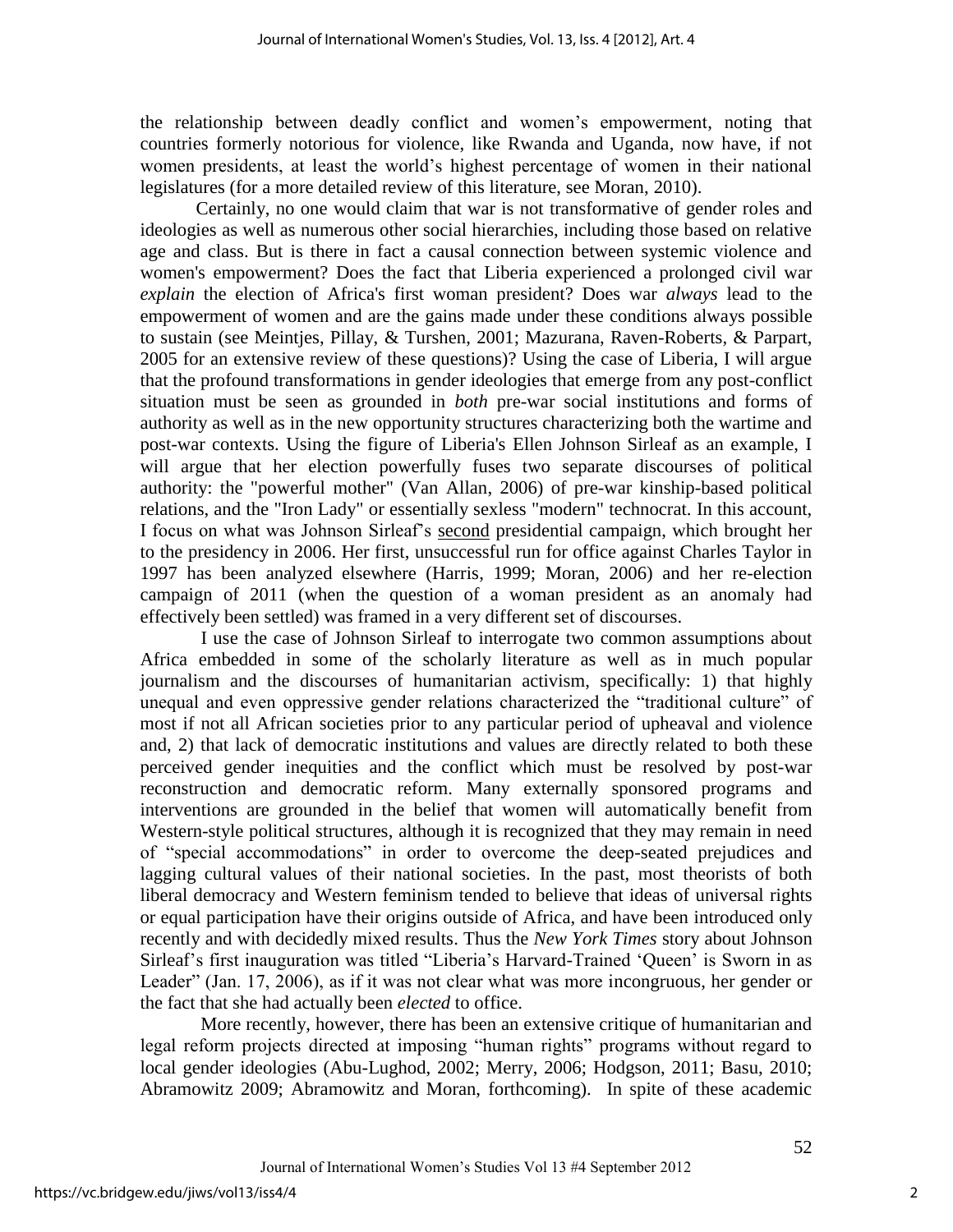the relationship between deadly conflict and women's empowerment, noting that countries formerly notorious for violence, like Rwanda and Uganda, now have, if not women presidents, at least the world's highest percentage of women in their national legislatures (for a more detailed review of this literature, see Moran, 2010).

Certainly, no one would claim that war is not transformative of gender roles and ideologies as well as numerous other social hierarchies, including those based on relative age and class. But is there in fact a causal connection between systemic violence and women's empowerment? Does the fact that Liberia experienced a prolonged civil war *explain* the election of Africa's first woman president? Does war *always* lead to the empowerment of women and are the gains made under these conditions always possible to sustain (see Meintjes, Pillay, & Turshen, 2001; Mazurana, Raven-Roberts, & Parpart, 2005 for an extensive review of these questions)? Using the case of Liberia, I will argue that the profound transformations in gender ideologies that emerge from any post-conflict situation must be seen as grounded in *both* pre-war social institutions and forms of authority as well as in the new opportunity structures characterizing both the wartime and post-war contexts. Using the figure of Liberia's Ellen Johnson Sirleaf as an example, I will argue that her election powerfully fuses two separate discourses of political authority: the "powerful mother" (Van Allan, 2006) of pre-war kinship-based political relations, and the "Iron Lady" or essentially sexless "modern" technocrat. In this account, I focus on what was Johnson Sirleaf's <u>second</u> presidential campaign, which brought her to the presidency in 2006. Her first, unsuccessful run for office against Charles Taylor in 1997 has been analyzed elsewhere (Harris, 1999; Moran, 2006) and her re-election campaign of 2011 (when the question of a woman president as an anomaly had effectively been settled) was framed in a very different set of discourses.

I use the case of Johnson Sirleaf to interrogate two common assumptions about Africa embedded in some of the scholarly literature as well as in much popular journalism and the discourses of humanitarian activism, specifically: 1) that highly unequal and even oppressive gender relations characterized the "traditional culture" of most if not all African societies prior to any particular period of upheaval and violence and, 2) that lack of democratic institutions and values are directly related to both these perceived gender inequities and the conflict which must be resolved by post-war reconstruction and democratic reform. Many externally sponsored programs and interventions are grounded in the belief that women will automatically benefit from Western-style political structures, although it is recognized that they may remain in need of "special accommodations" in order to overcome the deep-seated prejudices and lagging cultural values of their national societies. In the past, most theorists of both liberal democracy and Western feminism tended to believe that ideas of universal rights or equal participation have their origins outside of Africa, and have been introduced only recently and with decidedly mixed results. Thus the *New York Times* story about Johnson Sirleaf's first inauguration was titled "Liberia's Harvard-Trained 'Queen' is Sworn in as Leader" (Jan. 17, 2006), as if it was not clear what was more incongruous, her gender or the fact that she had actually been *elected* to office.

More recently, however, there has been an extensive critique of humanitarian and legal reform projects directed at imposing "human rights" programs without regard to local gender ideologies (Abu-Lughod, 2002; Merry, 2006; Hodgson, 2011; Basu, 2010; Abramowitz 2009; Abramowitz and Moran, forthcoming). In spite of these academic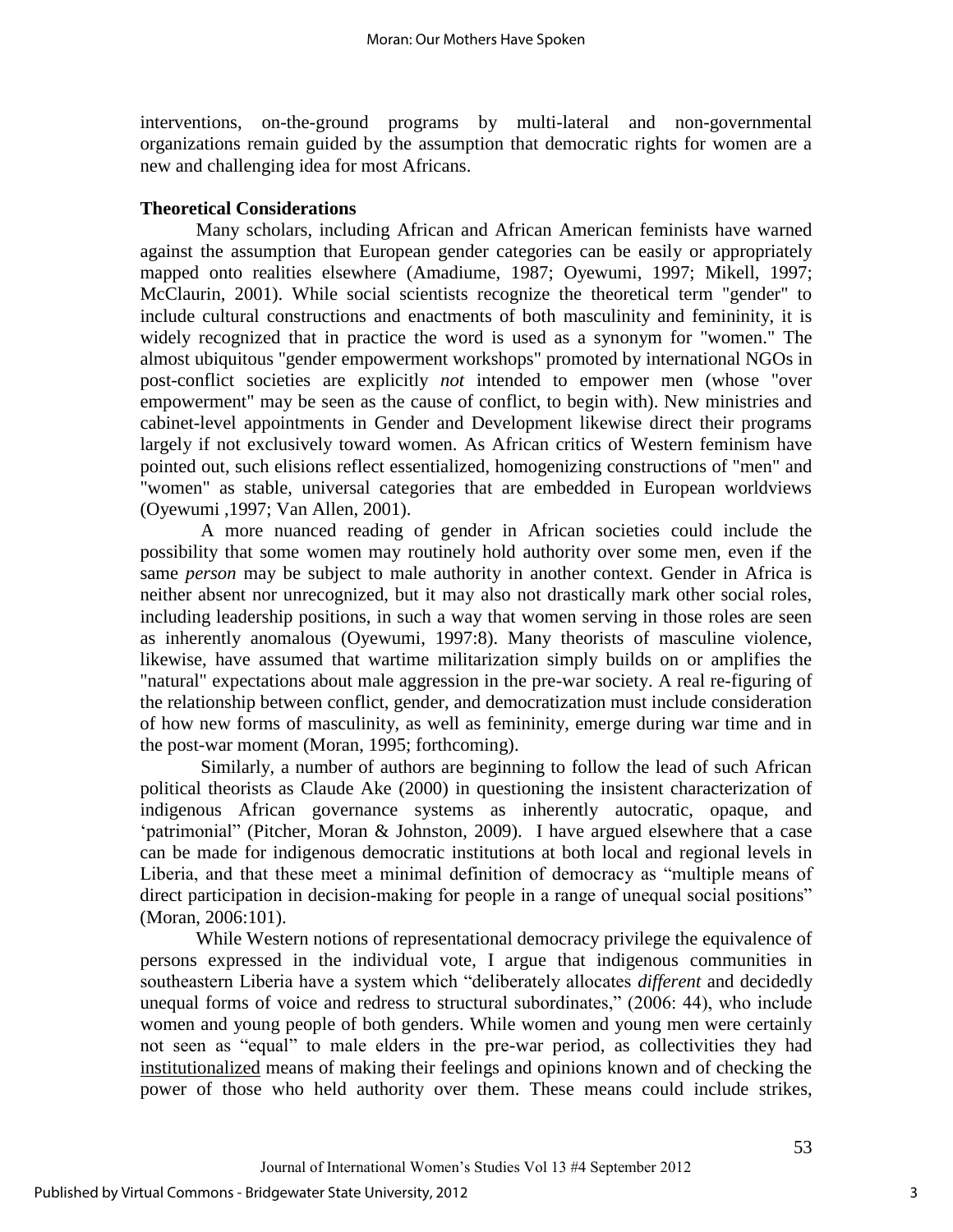interventions, on-the-ground programs by multi-lateral and non-governmental organizations remain guided by the assumption that democratic rights for women are a new and challenging idea for most Africans.

### Theoretical Considerations

Many scholars, including African and African American feminists have warned against the assumption that European gender categories can be easily or appropriately mapped onto realities elsewhere (Amadiume, 1987; Oyewumi, 1997; Mikell, 1997; McClaurin, 2001). While social scientists recognize the theoretical term "gender" to include cultural constructions and enactments of both masculinity and femininity, it is widely recognized that in practice the word is used as a synonym for "women." The almost ubiquitous "gender empowerment workshops" promoted by international NGOs in post-conflict societies are explicitly *not* intended to empower men (whose "over empowerment" may be seen as the cause of conflict, to begin with). New ministries and cabinet-level appointments in Gender and Development likewise direct their programs largely if not exclusively toward women. As African critics of Western feminism have pointed out, such elisions reflect essentialized, homogenizing constructions of "men" and "women" as stable, universal categories that are embedded in European worldviews (Oyewumi ,1997; Van Allen, 2001).

A more nuanced reading of gender in African societies could include the possibility that some women may routinely hold authority over some men, even if the same *person* may be subject to male authority in another context. Gender in Africa is neither absent nor unrecognized, but it may also not drastically mark other social roles, including leadership positions, in such a way that women serving in those roles are seen as inherently anomalous (Oyewumi, 1997:8). Many theorists of masculine violence, likewise, have assumed that wartime militarization simply builds on or amplifies the "natural" expectations about male aggression in the pre-war society. A real re-figuring of the relationship between conflict, gender, and democratization must include consideration of how new forms of masculinity, as well as femininity, emerge during war time and in the post-war moment (Moran, 1995; forthcoming).

Similarly, a number of authors are beginning to follow the lead of such African political theorists as Claude Ake (2000) in questioning the insistent characterization of indigenous African governance systems as inherently autocratic, opaque, and 'patrimonial" (Pitcher, Moran & Johnston, 2009). I have argued elsewhere that a case can be made for indigenous democratic institutions at both local and regional levels in Liberia, and that these meet a minimal definition of democracy as "multiple means of direct participation in decision-making for people in a range of unequal social positions" (Moran, 2006:101).

While Western notions of representational democracy privilege the equivalence of persons expressed in the individual vote, I argue that indigenous communities in southeastern Liberia have a system which "deliberately allocates *different* and decidedly unequal forms of voice and redress to structural subordinates," (2006: 44), who include women and young people of both genders. While women and young men were certainly not seen as "equal" to male elders in the pre-war period, as collectivities they had <u>institutionalized</u> means of making their feelings and opinions known and of checking the power of those who held authority over them. These means could include strikes,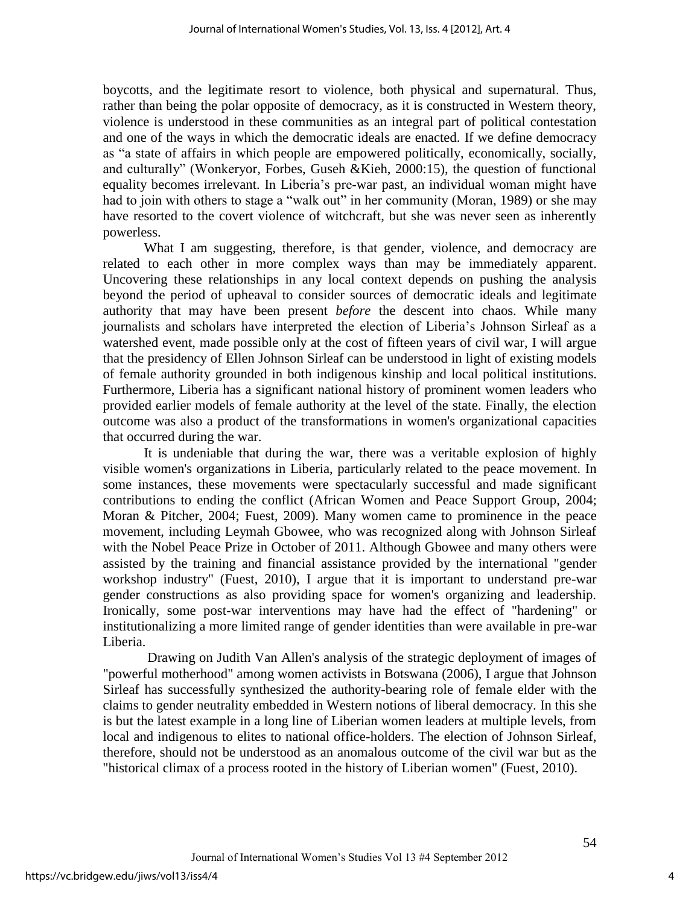boycotts, and the legitimate resort to violence, both physical and supernatural. Thus, rather than being the polar opposite of democracy, as it is constructed in Western theory, violence is understood in these communities as an integral part of political contestation and one of the ways in which the democratic ideals are enacted. If we define democracy as "a state of affairs in which people are empowered politically, economically, socially, and culturally" (Wonkeryor, Forbes, Guseh &Kieh, 2000:15), the question of functional equality becomes irrelevant. In Liberia's pre-war past, an individual woman might have had to join with others to stage a "walk out" in her community (Moran, 1989) or she may have resorted to the covert violence of witchcraft, but she was never seen as inherently powerless.

What I am suggesting, therefore, is that gender, violence, and democracy are related to each other in more complex ways than may be immediately apparent. Uncovering these relationships in any local context depends on pushing the analysis beyond the period of upheaval to consider sources of democratic ideals and legitimate authority that may have been present *before* the descent into chaos. While many journalists and scholars have interpreted the election of Liberia's Johnson Sirleaf as a watershed event, made possible only at the cost of fifteen years of civil war, I will argue that the presidency of Ellen Johnson Sirleaf can be understood in light of existing models of female authority grounded in both indigenous kinship and local political institutions. Furthermore, Liberia has a significant national history of prominent women leaders who provided earlier models of female authority at the level of the state. Finally, the election outcome was also a product of the transformations in women's organizational capacities that occurred during the war.

It is undeniable that during the war, there was a veritable explosion of highly visible women's organizations in Liberia, particularly related to the peace movement. In some instances, these movements were spectacularly successful and made significant contributions to ending the conflict (African Women and Peace Support Group, 2004; Moran & Pitcher, 2004; Fuest, 2009). Many women came to prominence in the peace movement, including Leymah Gbowee, who was recognized along with Johnson Sirleaf with the Nobel Peace Prize in October of 2011. Although Gbowee and many others were assisted by the training and financial assistance provided by the international "gender workshop industry" (Fuest, 2010), I argue that it is important to understand pre-war gender constructions as also providing space for women's organizing and leadership. Ironically, some post-war interventions may have had the effect of "hardening" or institutionalizing a more limited range of gender identities than were available in pre-war Liberia.

Drawing on Judith Van Allen's analysis of the strategic deployment of images of "powerful motherhood" among women activists in Botswana (2006), I argue that Johnson Sirleaf has successfully synthesized the authority-bearing role of female elder with the claims to gender neutrality embedded in Western notions of liberal democracy. In this she is but the latest example in a long line of Liberian women leaders at multiple levels, from local and indigenous to elites to national office-holders. The election of Johnson Sirleaf, therefore, should not be understood as an anomalous outcome of the civil war but as the "historical climax of a process rooted in the history of Liberian women" (Fuest, 2010).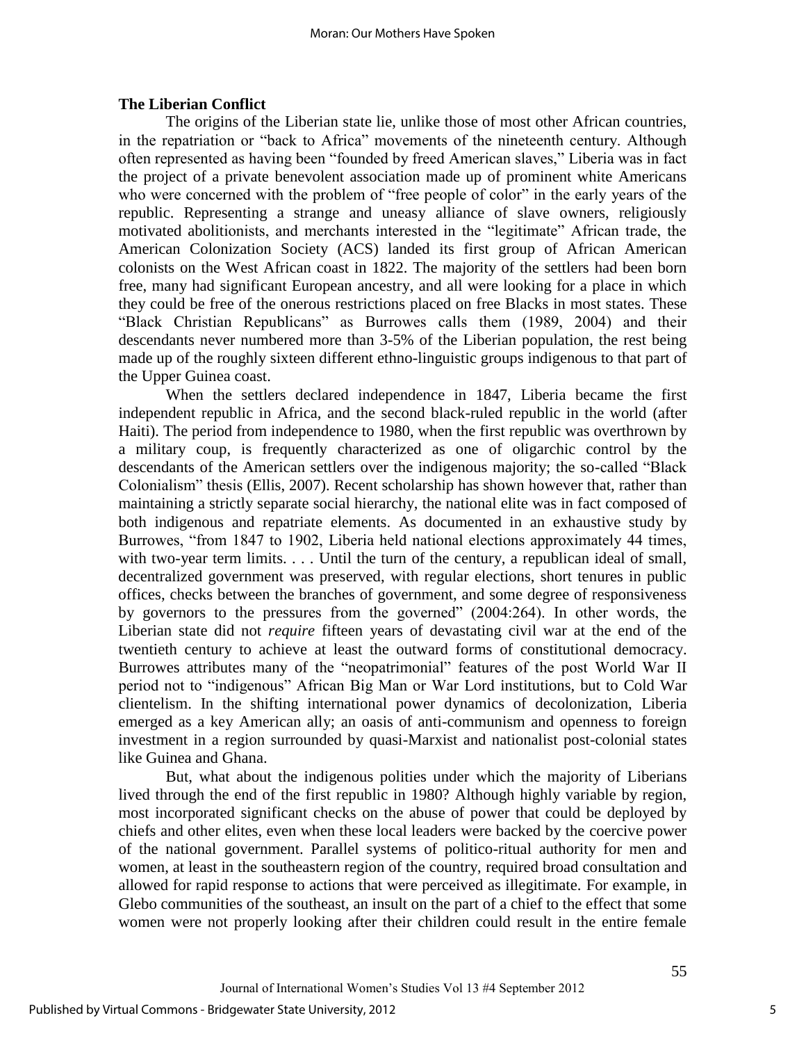## The Liberian Conflict

The origins of the Liberian state lie, unlike those of most other African countries, in the repatriation or "back to Africa" movements of the nineteenth century. Although often represented as having been "founded by freed American slaves," Liberia was in fact the project of a private benevolent association made up of prominent white Americans who were concerned with the problem of "free people of color" in the early years of the republic. Representing a strange and uneasy alliance of slave owners, religiously motivated abolitionists, and merchants interested in the "legitimate" African trade, the American Colonization Society (ACS) landed its first group of African American colonists on the West African coast in 1822. The majority of the settlers had been born free, many had significant European ancestry, and all were looking for a place in which they could be free of the onerous restrictions placed on free Blacks in most states. These "Black Christian Republicans" as Burrowes calls them (1989, 2004) and their descendants never numbered more than 3-5% of the Liberian population, the rest being made up of the roughly sixteen different ethno-linguistic groups indigenous to that part of the Upper Guinea coast.

When the settlers declared independence in 1847, Liberia became the first independent republic in Africa, and the second black-ruled republic in the world (after Haiti). The period from independence to 1980, when the first republic was overthrown by a military coup, is frequently characterized as one of oligarchic control by the descendants of the American settlers over the indigenous majority; the so-called "Black Colonialism" thesis (Ellis, 2007). Recent scholarship has shown however that, rather than maintaining a strictly separate social hierarchy, the national elite was in fact composed of both indigenous and repatriate elements. As documented in an exhaustive study by Burrowes, "from 1847 to 1902, Liberia held national elections approximately 44 times, with two-year term limits. . . . Until the turn of the century, a republican ideal of small, decentralized government was preserved, with regular elections, short tenures in public offices, checks between the branches of government, and some degree of responsiveness by governors to the pressures from the governed" (2004:264). In other words, the Liberian state did not *require* fifteen years of devastating civil war at the end of the twentieth century to achieve at least the outward forms of constitutional democracy. Burrowes attributes many of the "neopatrimonial" features of the post World War II period not to "indigenous" African Big Man or War Lord institutions, but to Cold War clientelism. In the shifting international power dynamics of decolonization, Liberia emerged as a key American ally; an oasis of anti-communism and openness to foreign investment in a region surrounded by quasi-Marxist and nationalist post-colonial states like Guinea and Ghana.

But, what about the indigenous polities under which the majority of Liberians lived through the end of the first republic in 1980? Although highly variable by region, most incorporated significant checks on the abuse of power that could be deployed by chiefs and other elites, even when these local leaders were backed by the coercive power of the national government. Parallel systems of politico-ritual authority for men and women, at least in the southeastern region of the country, required broad consultation and allowed for rapid response to actions that were perceived as illegitimate. For example, in Glebo communities of the southeast, an insult on the part of a chief to the effect that some women were not properly looking after their children could result in the entire female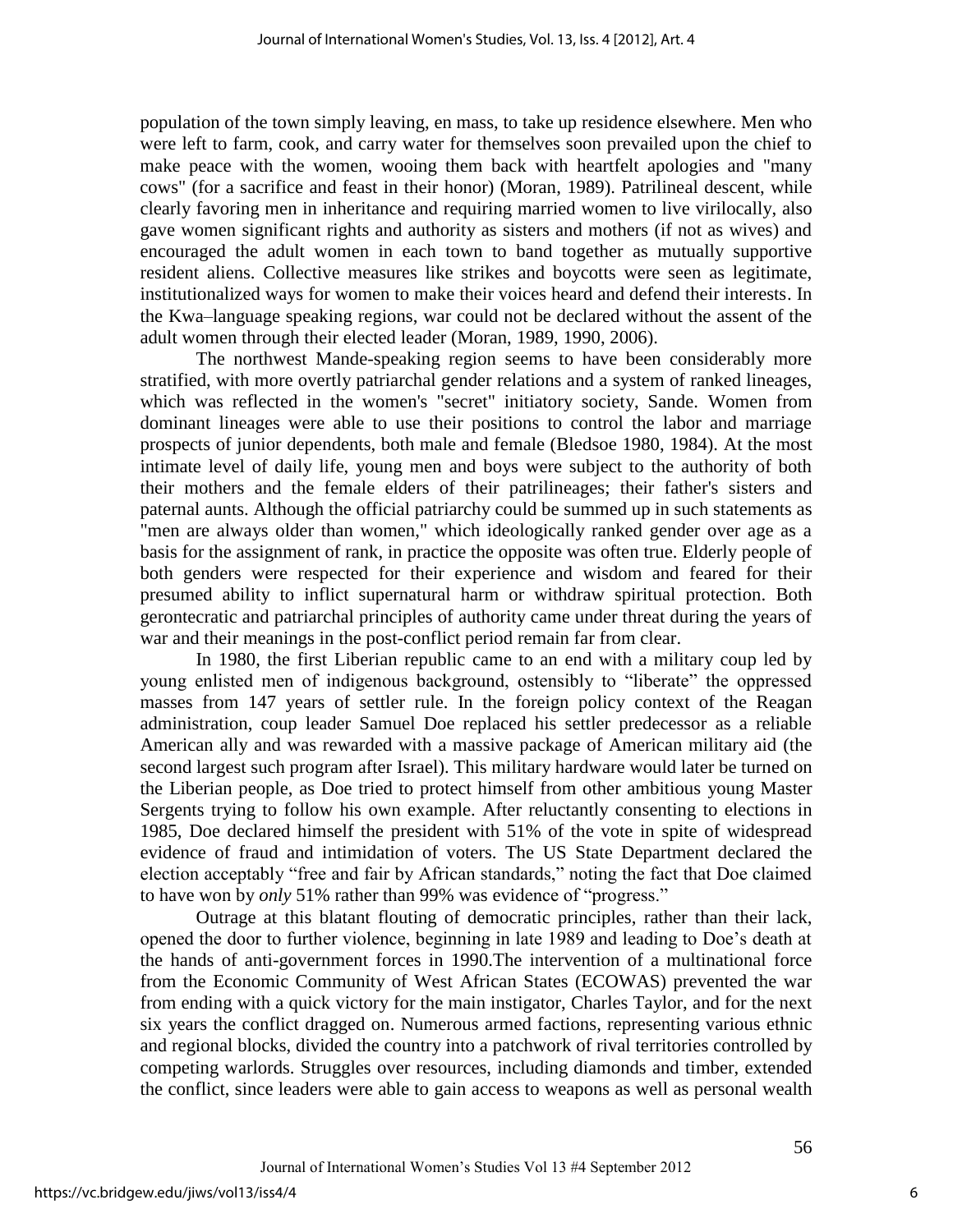population of the town simply leaving, en mass, to take up residence elsewhere. Men who were left to farm, cook, and carry water for themselves soon prevailed upon the chief to make peace with the women, wooing them back with heartfelt apologies and "many cows" (for a sacrifice and feast in their honor) (Moran, 1989). Patrilineal descent, while clearly favoring men in inheritance and requiring married women to live virilocally, also gave women significant rights and authority as sisters and mothers (if not as wives) and encouraged the adult women in each town to band together as mutually supportive resident aliens. Collective measures like strikes and boycotts were seen as legitimate, institutionalized ways for women to make their voices heard and defend their interests. In the Kwa–language speaking regions, war could not be declared without the assent of the adult women through their elected leader (Moran, 1989, 1990, 2006).

The northwest Mande-speaking region seems to have been considerably more stratified, with more overtly patriarchal gender relations and a system of ranked lineages, which was reflected in the women's "secret" initiatory society, Sande. Women from dominant lineages were able to use their positions to control the labor and marriage prospects of junior dependents, both male and female (Bledsoe 1980, 1984). At the most intimate level of daily life, young men and boys were subject to the authority of both their mothers and the female elders of their patrilineages; their father's sisters and paternal aunts. Although the official patriarchy could be summed up in such statements as "men are always older than women," which ideologically ranked gender over age as a basis for the assignment of rank, in practice the opposite was often true. Elderly people of both genders were respected for their experience and wisdom and feared for their presumed ability to inflict supernatural harm or withdraw spiritual protection. Both gerontecratic and patriarchal principles of authority came under threat during the years of war and their meanings in the post-conflict period remain far from clear.

In 1980, the first Liberian republic came to an end with a military coup led by young enlisted men of indigenous background, ostensibly to "liberate" the oppressed masses from 147 years of settler rule. In the foreign policy context of the Reagan administration, coup leader Samuel Doe replaced his settler predecessor as a reliable American ally and was rewarded with a massive package of American military aid (the second largest such program after Israel). This military hardware would later be turned on the Liberian people, as Doe tried to protect himself from other ambitious young Master Sergents trying to follow his own example. After reluctantly consenting to elections in 1985, Doe declared himself the president with 51% of the vote in spite of widespread evidence of fraud and intimidation of voters. The US State Department declared the election acceptably "free and fair by African standards," noting the fact that Doe claimed to have won by *only* 51% rather than 99% was evidence of "progress."

Outrage at this blatant flouting of democratic principles, rather than their lack, opened the door to further violence, beginning in late 1989 and leading to Doe's death at the hands of anti-government forces in 1990.The intervention of a multinational force from the Economic Community of West African States (ECOWAS) prevented the war from ending with a quick victory for the main instigator, Charles Taylor, and for the next six years the conflict dragged on. Numerous armed factions, representing various ethnic and regional blocks, divided the country into a patchwork of rival territories controlled by competing warlords. Struggles over resources, including diamonds and timber, extended the conflict, since leaders were able to gain access to weapons as well as personal wealth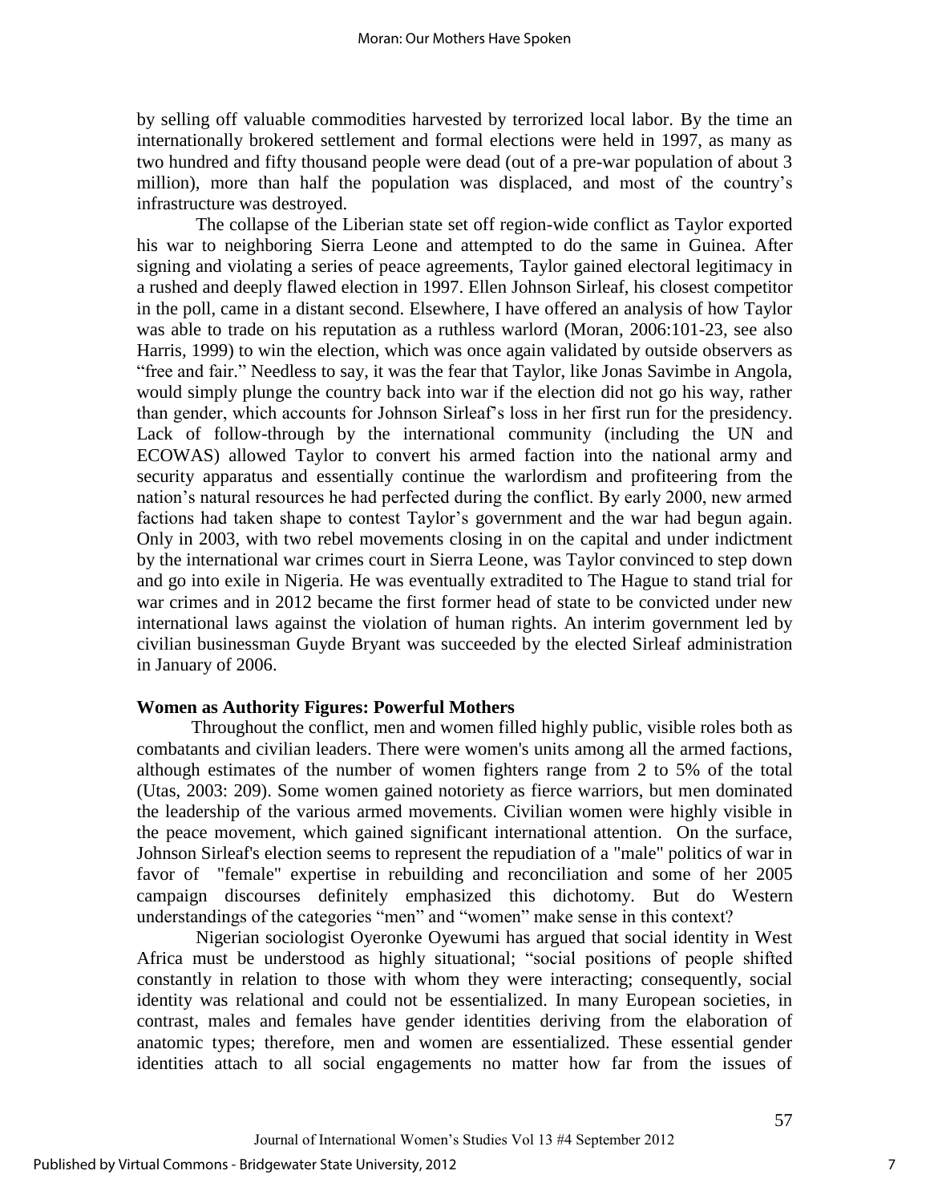by selling off valuable commodities harvested by terrorized local labor. By the time an internationally brokered settlement and formal elections were held in 1997, as many as two hundred and fifty thousand people were dead (out of a pre-war population of about 3 million), more than half the population was displaced, and most of the country's infrastructure was destroyed.

The collapse of the Liberian state set off region-wide conflict as Taylor exported his war to neighboring Sierra Leone and attempted to do the same in Guinea. After signing and violating a series of peace agreements, Taylor gained electoral legitimacy in a rushed and deeply flawed election in 1997. Ellen Johnson Sirleaf, his closest competitor in the poll, came in a distant second. Elsewhere, I have offered an analysis of how Taylor was able to trade on his reputation as a ruthless warlord (Moran, 2006:101-23, see also Harris, 1999) to win the election, which was once again validated by outside observers as "free and fair." Needless to say, it was the fear that Taylor, like Jonas Savimbe in Angola, would simply plunge the country back into war if the election did not go his way, rather than gender, which accounts for Johnson Sirleaf's loss in her first run for the presidency. Lack of follow-through by the international community (including the UN and ECOWAS) allowed Taylor to convert his armed faction into the national army and security apparatus and essentially continue the warlordism and profiteering from the nation's natural resources he had perfected during the conflict. By early 2000, new armed factions had taken shape to contest Taylor's government and the war had begun again. Only in 2003, with two rebel movements closing in on the capital and under indictment by the international war crimes court in Sierra Leone, was Taylor convinced to step down and go into exile in Nigeria. He was eventually extradited to The Hague to stand trial for war crimes and in 2012 became the first former head of state to be convicted under new international laws against the violation of human rights. An interim government led by civilian businessman Guyde Bryant was succeeded by the elected Sirleaf administration in January of 2006.

## Women as Authority Figures: Powerful Mothers

Throughout the conflict, men and women filled highly public, visible roles both as combatants and civilian leaders. There were women's units among all the armed factions, although estimates of the number of women fighters range from 2 to 5% of the total (Utas, 2003: 209). Some women gained notoriety as fierce warriors, but men dominated the leadership of the various armed movements. Civilian women were highly visible in the peace movement, which gained significant international attention. On the surface, Johnson Sirleaf's election seems to represent the repudiation of a "male" politics of war in favor of "female" expertise in rebuilding and reconciliation and some of her 2005 campaign discourses definitely emphasized this dichotomy. But do Western understandings of the categories "men" and "women" make sense in this context?

Nigerian sociologist Oyeronke Oyewumi has argued that social identity in West Africa must be understood as highly situational; "social positions of people shifted constantly in relation to those with whom they were interacting; consequently, social identity was relational and could not be essentialized. In many European societies, in contrast, males and females have gender identities deriving from the elaboration of anatomic types; therefore, men and women are essentialized. These essential gender identities attach to all social engagements no matter how far from the issues of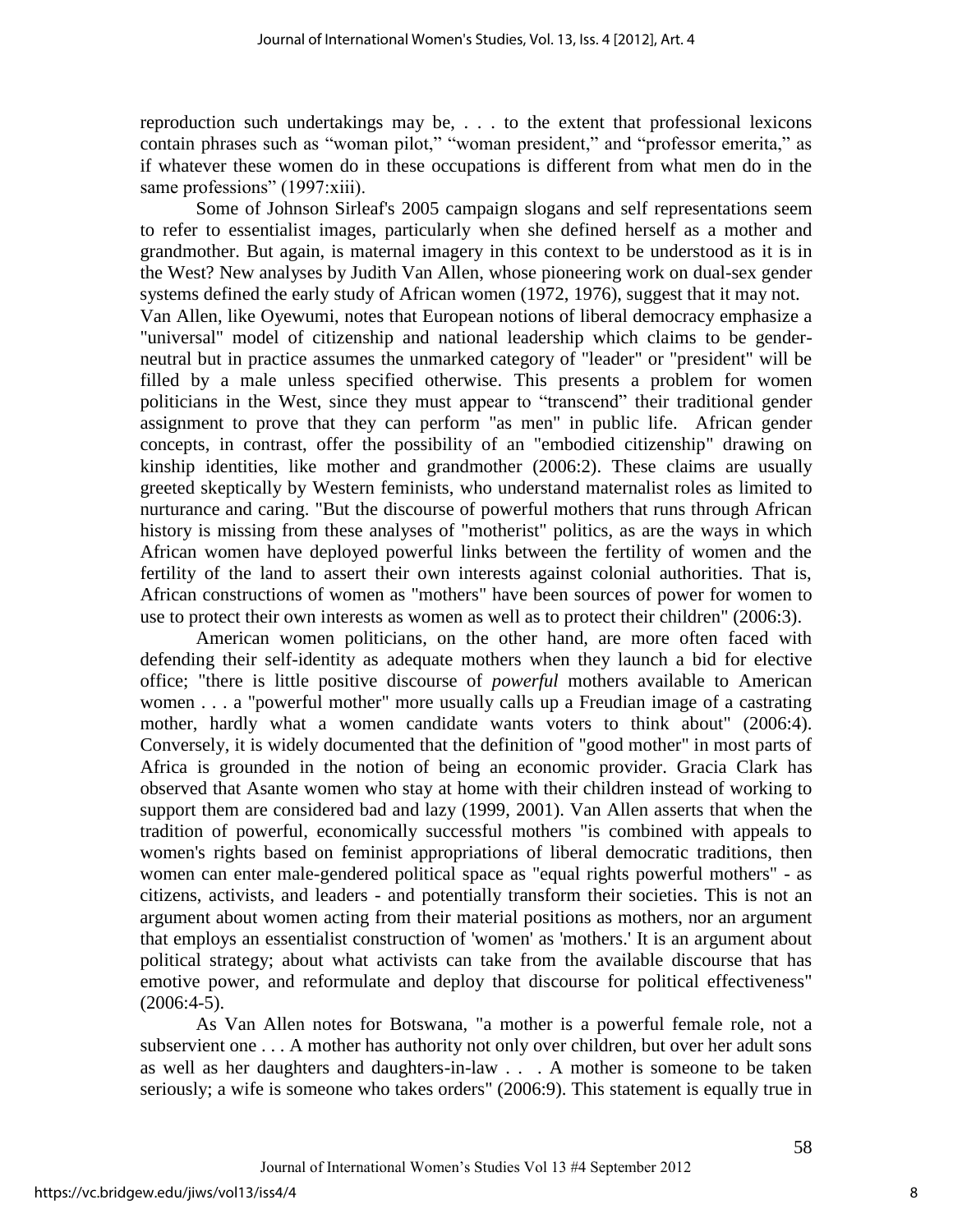reproduction such undertakings may be, . . . to the extent that professional lexicons contain phrases such as "woman pilot," "woman president," and "professor emerita," as if whatever these women do in these occupations is different from what men do in the same professions" (1997:xiii).

Some of Johnson Sirleaf's 2005 campaign slogans and self representations seem to refer to essentialist images, particularly when she defined herself as a mother and grandmother. But again, is maternal imagery in this context to be understood as it is in the West? New analyses by Judith Van Allen, whose pioneering work on dual-sex gender systems defined the early study of African women (1972, 1976), suggest that it may not. Van Allen, like Oyewumi, notes that European notions of liberal democracy emphasize a "universal" model of citizenship and national leadership which claims to be gender-neutral but in practice assumes the unmarked category of "leader" or "president" will be filled by a male unless specified otherwise. This presents a problem for women politicians in the West, since they must appear to "transcend" their traditional gender assignment to prove that they can perform "as men" in public life. African gender concepts, in contrast, offer the possibility of an "embodied citizenship" drawing on kinship identities, like mother and grandmother (2006:2). These claims are usually greeted skeptically by Western feminists, who understand maternalist roles as limited to nurturance and caring. "But the discourse of powerful mothers that runs through African history is missing from these analyses of "motherist" politics, as are the ways in which African women have deployed powerful links between the fertility of women and the fertility of the land to assert their own interests against colonial authorities. That is, African constructions of women as "mothers" have been sources of power for women to use to protect their own interests as women as well as to protect their children" (2006:3).

American women politicians, on the other hand, are more often faced with defending their self-identity as adequate mothers when they launch a bid for elective office; "there is little positive discourse of *powerful* mothers available to American women . . . a "powerful mother" more usually calls up a Freudian image of a castrating mother, hardly what a women candidate wants voters to think about" (2006:4). Conversely, it is widely documented that the definition of "good mother" in most parts of Africa is grounded in the notion of being an economic provider. Gracia Clark has observed that Asante women who stay at home with their children instead of working to support them are considered bad and lazy (1999, 2001). Van Allen asserts that when the tradition of powerful, economically successful mothers "is combined with appeals to women's rights based on feminist appropriations of liberal democratic traditions, then women can enter male-gendered political space as "equal rights powerful mothers" - as citizens, activists, and leaders - and potentially transform their societies. This is not an argument about women acting from their material positions as mothers, nor an argument that employs an essentialist construction of 'women' as 'mothers.' It is an argument about political strategy; about what activists can take from the available discourse that has emotive power, and reformulate and deploy that discourse for political effectiveness" (2006:4-5).

As Van Allen notes for Botswana, "a mother is a powerful female role, not a subservient one . . . A mother has authority not only over children, but over her adult sons as well as her daughters and daughters-in-law . . . A mother is someone to be taken seriously; a wife is someone who takes orders" (2006:9). This statement is equally true in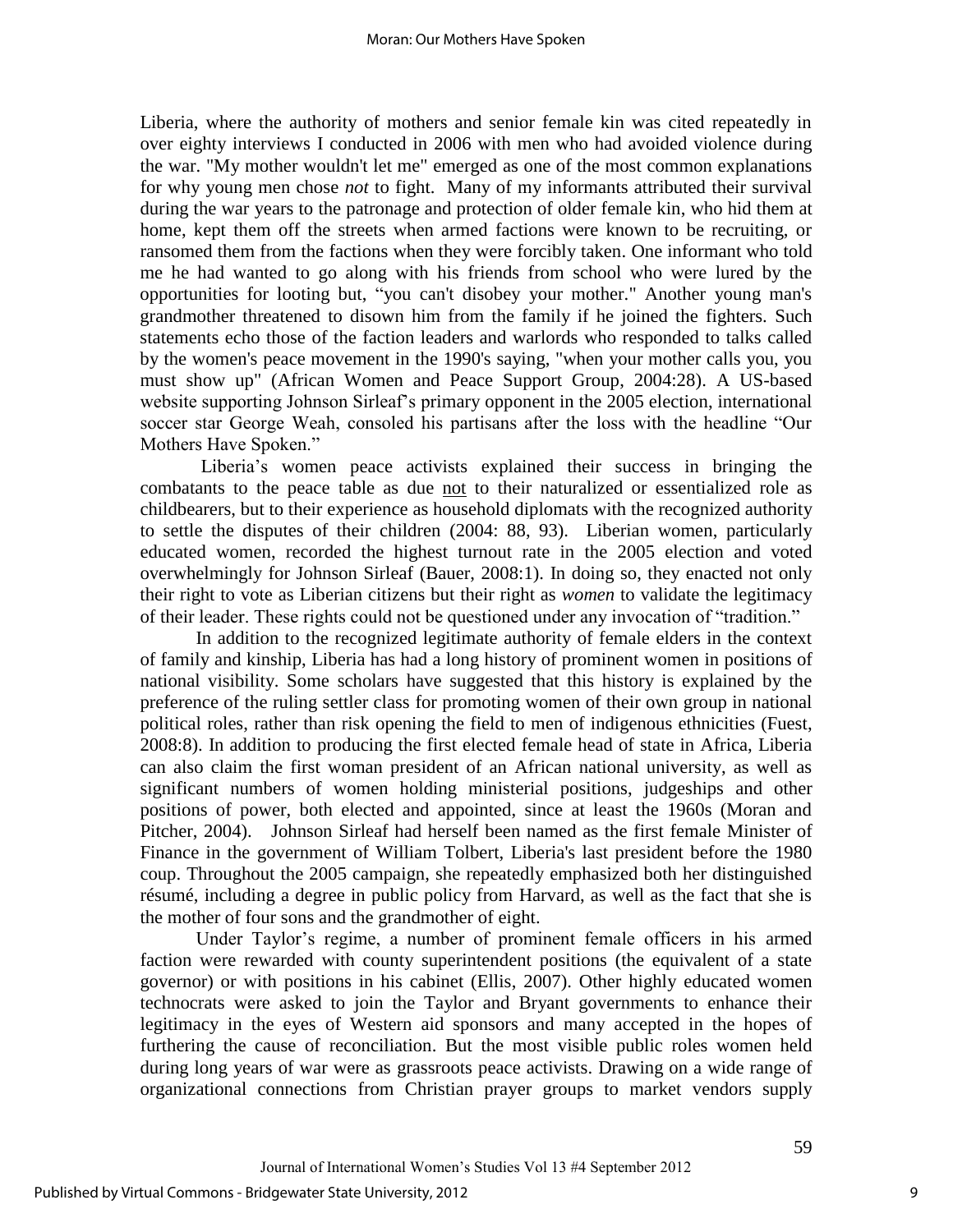Liberia, where the authority of mothers and senior female kin was cited repeatedly in over eighty interviews I conducted in 2006 with men who had avoided violence during the war. "My mother wouldn't let me" emerged as one of the most common explanations for why young men chose *not* to fight. Many of my informants attributed their survival during the war years to the patronage and protection of older female kin, who hid them at home, kept them off the streets when armed factions were known to be recruiting, or ransomed them from the factions when they were forcibly taken. One informant who told me he had wanted to go along with his friends from school who were lured by the opportunities for looting but, "you can't disobey your mother." Another young man's grandmother threatened to disown him from the family if he joined the fighters. Such statements echo those of the faction leaders and warlords who responded to talks called by the women's peace movement in the 1990's saying, "when your mother calls you, you must show up" (African Women and Peace Support Group, 2004:28). A US-based website supporting Johnson Sirleaf's primary opponent in the 2005 election, international soccer star George Weah, consoled his partisans after the loss with the headline "Our Mothers Have Spoken."

Liberia's women peace activists explained their success in bringing the combatants to the peace table as due not to their naturalized or essentialized role as childbearers, but to their experience as household diplomats with the recognized authority to settle the disputes of their children (2004: 88, 93). Liberian women, particularly educated women, recorded the highest turnout rate in the 2005 election and voted overwhelmingly for Johnson Sirleaf (Bauer, 2008:1). In doing so, they enacted not only their right to vote as Liberian citizens but their right as *women* to validate the legitimacy of their leader. These rights could not be questioned under any invocation of "tradition."

In addition to the recognized legitimate authority of female elders in the context of family and kinship, Liberia has had a long history of prominent women in positions of national visibility. Some scholars have suggested that this history is explained by the preference of the ruling settler class for promoting women of their own group in national political roles, rather than risk opening the field to men of indigenous ethnicities (Fuest, 2008:8). In addition to producing the first elected female head of state in Africa, Liberia can also claim the first woman president of an African national university, as well as significant numbers of women holding ministerial positions, judgeships and other positions of power, both elected and appointed, since at least the 1960s (Moran and Pitcher, 2004). Johnson Sirleaf had herself been named as the first female Minister of Finance in the government of William Tolbert, Liberia's last president before the 1980 coup. Throughout the 2005 campaign, she repeatedly emphasized both her distinguished résumé, including a degree in public policy from Harvard, as well as the fact that she is the mother of four sons and the grandmother of eight.

Under Taylor's regime, a number of prominent female officers in his armed faction were rewarded with county superintendent positions (the equivalent of a state governor) or with positions in his cabinet (Ellis, 2007). Other highly educated women technocrats were asked to join the Taylor and Bryant governments to enhance their legitimacy in the eyes of Western aid sponsors and many accepted in the hopes of furthering the cause of reconciliation. But the most visible public roles women held during long years of war were as grassroots peace activists. Drawing on a wide range of organizational connections from Christian prayer groups to market vendors supply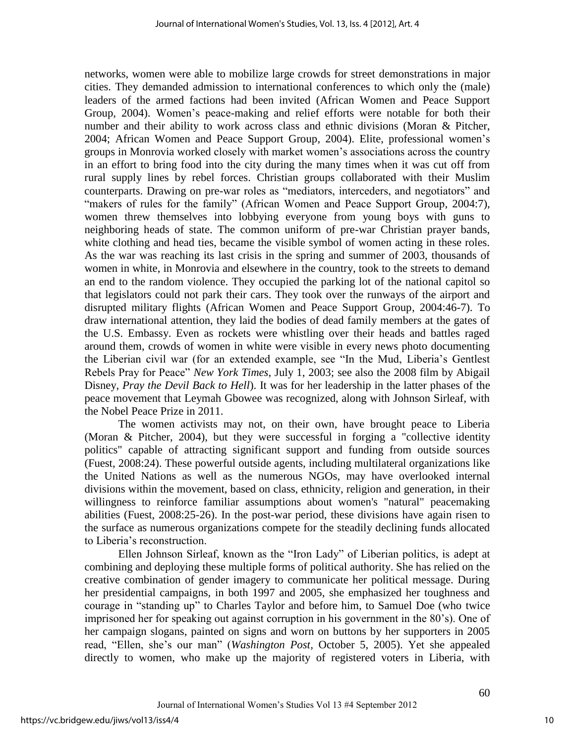networks, women were able to mobilize large crowds for street demonstrations in major cities. They demanded admission to international conferences to which only the (male) leaders of the armed factions had been invited (African Women and Peace Support Group, 2004). Women's peace-making and relief efforts were notable for both their number and their ability to work across class and ethnic divisions (Moran & Pitcher, 2004; African Women and Peace Support Group, 2004). Elite, professional women's groups in Monrovia worked closely with market women's associations across the country in an effort to bring food into the city during the many times when it was cut off from rural supply lines by rebel forces. Christian groups collaborated with their Muslim counterparts. Drawing on pre-war roles as "mediators, interceders, and negotiators" and "makers of rules for the family" (African Women and Peace Support Group, 2004:7), women threw themselves into lobbying everyone from young boys with guns to neighboring heads of state. The common uniform of pre-war Christian prayer bands, white clothing and head ties, became the visible symbol of women acting in these roles. As the war was reaching its last crisis in the spring and summer of 2003, thousands of women in white, in Monrovia and elsewhere in the country, took to the streets to demand an end to the random violence. They occupied the parking lot of the national capitol so that legislators could not park their cars. They took over the runways of the airport and disrupted military flights (African Women and Peace Support Group, 2004:46-7). To draw international attention, they laid the bodies of dead family members at the gates of the U.S. Embassy. Even as rockets were whistling over their heads and battles raged around them, crowds of women in white were visible in every news photo documenting the Liberian civil war (for an extended example, see "In the Mud, Liberia's Gentlest Rebels Pray for Peace" *New York Times*, July 1, 2003; see also the 2008 film by Abigail Disney, *Pray the Devil Back to Hell*). It was for her leadership in the latter phases of the peace movement that Leymah Gbowee was recognized, along with Johnson Sirleaf, with the Nobel Peace Prize in 2011.

The women activists may not, on their own, have brought peace to Liberia (Moran & Pitcher, 2004), but they were successful in forging a "collective identity politics" capable of attracting significant support and funding from outside sources (Fuest, 2008:24). These powerful outside agents, including multilateral organizations like the United Nations as well as the numerous NGOs, may have overlooked internal divisions within the movement, based on class, ethnicity, religion and generation, in their willingness to reinforce familiar assumptions about women's "natural" peacemaking abilities (Fuest, 2008:25-26). In the post-war period, these divisions have again risen to the surface as numerous organizations compete for the steadily declining funds allocated to Liberia's reconstruction.

Ellen Johnson Sirleaf, known as the "Iron Lady" of Liberian politics, is adept at combining and deploying these multiple forms of political authority. She has relied on the creative combination of gender imagery to communicate her political message. During her presidential campaigns, in both 1997 and 2005, she emphasized her toughness and courage in "standing up" to Charles Taylor and before him, to Samuel Doe (who twice imprisoned her for speaking out against corruption in his government in the 80's). One of her campaign slogans, painted on signs and worn on buttons by her supporters in 2005 read, "Ellen, she's our man" (*Washington Post*, October 5, 2005). Yet she appealed directly to women, who make up the majority of registered voters in Liberia, with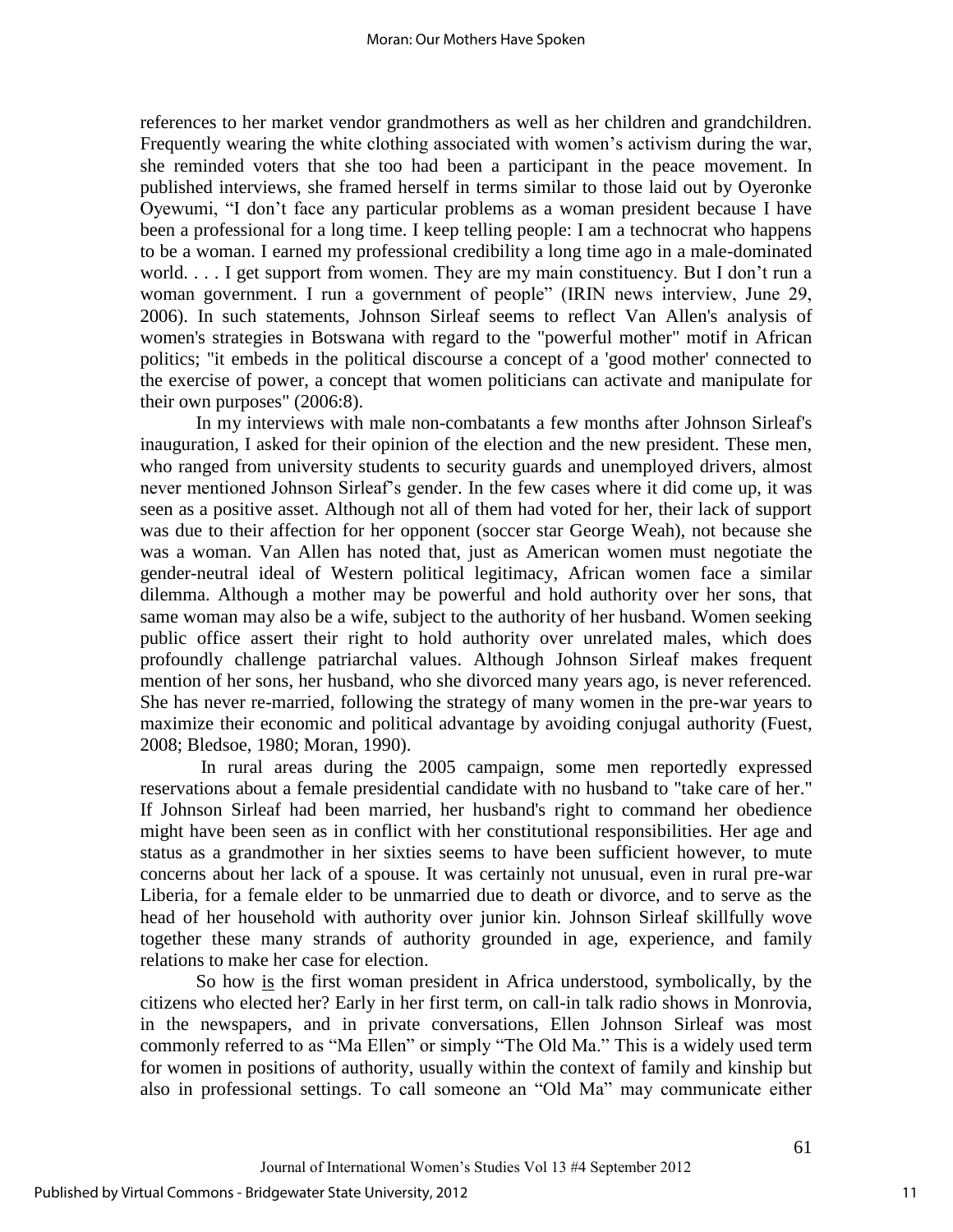references to her market vendor grandmothers as well as her children and grandchildren. Frequently wearing the white clothing associated with women's activism during the war, she reminded voters that she too had been a participant in the peace movement. In published interviews, she framed herself in terms similar to those laid out by Oyeronke Oyewumi, "I don't face any particular problems as a woman president because I have been a professional for a long time. I keep telling people: I am a technocrat who happens to be a woman. I earned my professional credibility a long time ago in a male-dominated world. . . . I get support from women. They are my main constituency. But I don't run a woman government. I run a government of people" (IRIN news interview, June 29, 2006). In such statements, Johnson Sirleaf seems to reflect Van Allen's analysis of women's strategies in Botswana with regard to the "powerful mother" motif in African politics; "it embeds in the political discourse a concept of a 'good mother' connected to the exercise of power, a concept that women politicians can activate and manipulate for their own purposes" (2006:8).

In my interviews with male non-combatants a few months after Johnson Sirleaf's inauguration, I asked for their opinion of the election and the new president. These men, who ranged from university students to security guards and unemployed drivers, almost never mentioned Johnson Sirleaf's gender. In the few cases where it did come up, it was seen as a positive asset. Although not all of them had voted for her, their lack of support was due to their affection for her opponent (soccer star George Weah), not because she was a woman. Van Allen has noted that, just as American women must negotiate the gender-neutral ideal of Western political legitimacy, African women face a similar dilemma. Although a mother may be powerful and hold authority over her sons, that same woman may also be a wife, subject to the authority of her husband. Women seeking public office assert their right to hold authority over unrelated males, which does profoundly challenge patriarchal values. Although Johnson Sirleaf makes frequent mention of her sons, her husband, who she divorced many years ago, is never referenced. She has never re-married, following the strategy of many women in the pre-war years to maximize their economic and political advantage by avoiding conjugal authority (Fuest, 2008; Bledsoe, 1980; Moran, 1990).

In rural areas during the 2005 campaign, some men reportedly expressed reservations about a female presidential candidate with no husband to "take care of her." If Johnson Sirleaf had been married, her husband's right to command her obedience might have been seen as in conflict with her constitutional responsibilities. Her age and status as a grandmother in her sixties seems to have been sufficient however, to mute concerns about her lack of a spouse. It was certainly not unusual, even in rural pre-war Liberia, for a female elder to be unmarried due to death or divorce, and to serve as the head of her household with authority over junior kin. Johnson Sirleaf skillfully wove together these many strands of authority grounded in age, experience, and family relations to make her case for election.

So how is the first woman president in Africa understood, symbolically, by the citizens who elected her? Early in her first term, on call-in talk radio shows in Monrovia, in the newspapers, and in private conversations, Ellen Johnson Sirleaf was most commonly referred to as "Ma Ellen" or simply "The Old Ma." This is a widely used term for women in positions of authority, usually within the context of family and kinship but also in professional settings. To call someone an "Old Ma" may communicate either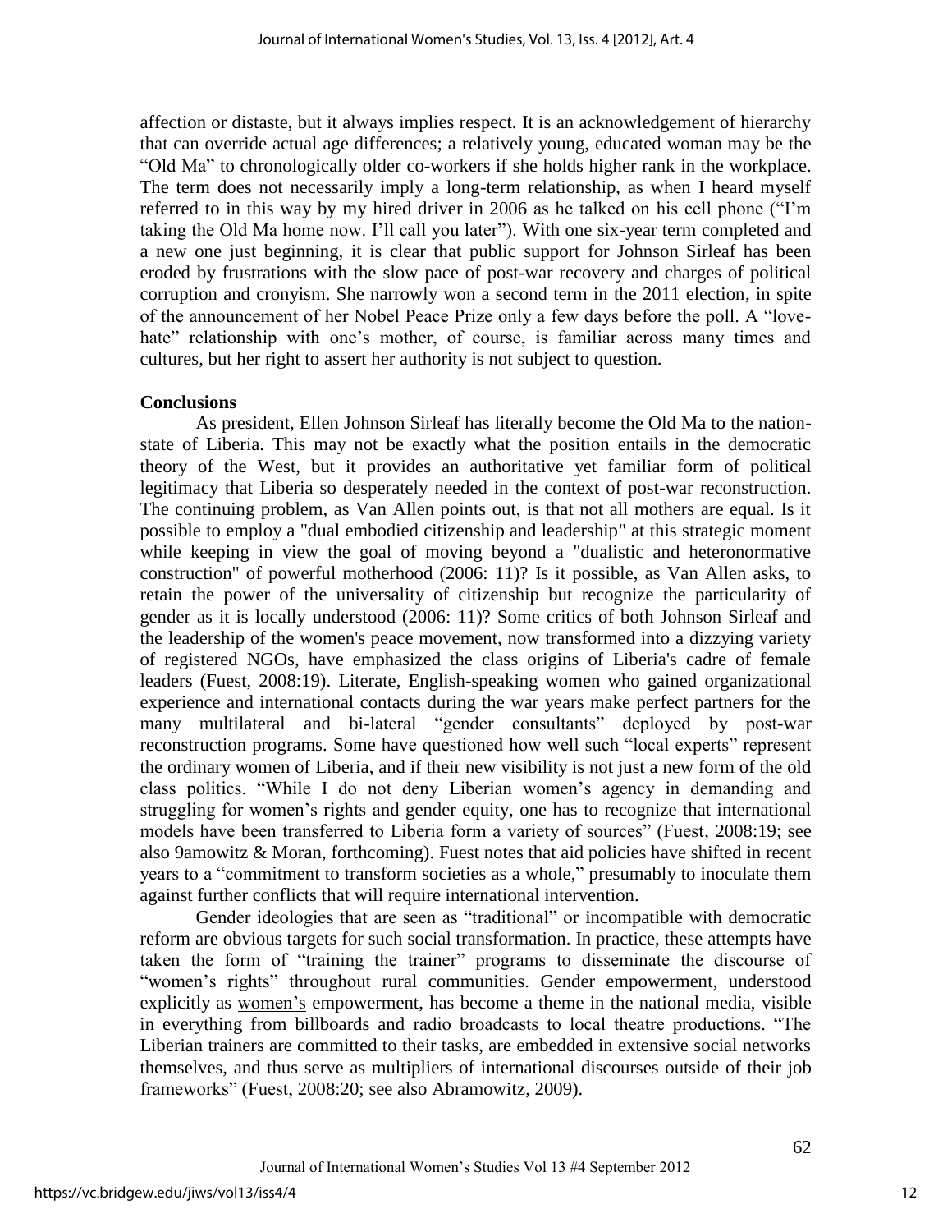affection or distaste, but it always implies respect. It is an acknowledgement of hierarchy that can override actual age differences; a relatively young, educated woman may be the "Old Ma" to chronologically older co-workers if she holds higher rank in the workplace. The term does not necessarily imply a long-term relationship, as when I heard myself referred to in this way by my hired driver in 2006 as he talked on his cell phone ("I'm taking the Old Ma home now. I'll call you later"). With one six-year term completed and a new one just beginning, it is clear that public support for Johnson Sirleaf has been eroded by frustrations with the slow pace of post-war recovery and charges of political corruption and cronyism. She narrowly won a second term in the 2011 election, in spite of the announcement of her Nobel Peace Prize only a few days before the poll. A "love-hate" relationship with one's mother, of course, is familiar across many times and cultures, but her right to assert her authority is not subject to question.

**Conclusions**

As president, Ellen Johnson Sirleaf has literally become the Old Ma to the nation-state of Liberia. This may not be exactly what the position entails in the democratic theory of the West, but it provides an authoritative yet familiar form of political legitimacy that Liberia so desperately needed in the context of post-war reconstruction. The continuing problem, as Van Allen points out, is that not all mothers are equal. Is it possible to employ a "dual embodied citizenship and leadership" at this strategic moment while keeping in view the goal of moving beyond a "dualistic and heteronormative construction" of powerful motherhood (2006: 11)? Is it possible, as Van Allen asks, to retain the power of the universality of citizenship but recognize the particularity of gender as it is locally understood (2006: 11)? Some critics of both Johnson Sirleaf and the leadership of the women's peace movement, now transformed into a dizzying variety of registered NGOs, have emphasized the class origins of Liberia's cadre of female leaders (Fuest, 2008:19). Literate, English-speaking women who gained organizational experience and international contacts during the war years make perfect partners for the many multilateral and bi-lateral "gender consultants" deployed by post-war reconstruction programs. Some have questioned how well such "local experts" represent the ordinary women of Liberia, and if their new visibility is not just a new form of the old class politics. "While I do not deny Liberian women's agency in demanding and struggling for women's rights and gender equity, one has to recognize that international models have been transferred to Liberia form a variety of sources" (Fuest, 2008:19; see also 9amowitz & Moran, forthcoming). Fuest notes that aid policies have shifted in recent years to a "commitment to transform societies as a whole," presumably to inoculate them against further conflicts that will require international intervention.

Gender ideologies that are seen as "traditional" or incompatible with democratic reform are obvious targets for such social transformation. In practice, these attempts have taken the form of "training the trainer" programs to disseminate the discourse of "women's rights" throughout rural communities. Gender empowerment, understood explicitly as <u>women's</u> empowerment, has become a theme in the national media, visible in everything from billboards and radio broadcasts to local theatre productions. "The Liberian trainers are committed to their tasks, are embedded in extensive social networks themselves, and thus serve as multipliers of international discourses outside of their job frameworks" (Fuest, 2008:20; see also Abramowitz, 2009).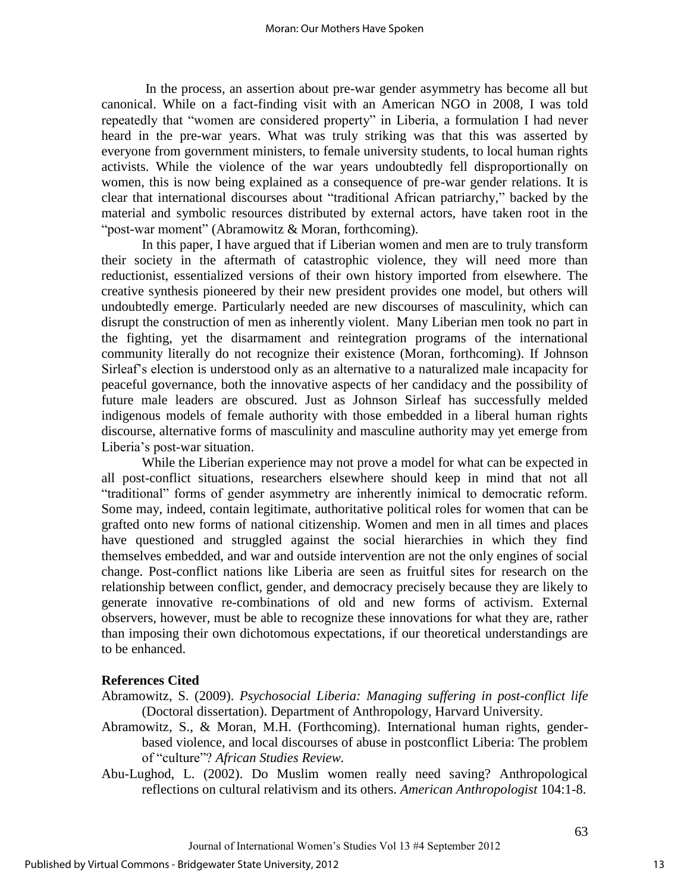In the process, an assertion about pre-war gender asymmetry has become all but canonical. While on a fact-finding visit with an American NGO in 2008, I was told repeatedly that "women are considered property" in Liberia, a formulation I had never heard in the pre-war years. What was truly striking was that this was asserted by everyone from government ministers, to female university students, to local human rights activists. While the violence of the war years undoubtedly fell disproportionally on women, this is now being explained as a consequence of pre-war gender relations. It is clear that international discourses about "traditional African patriarchy," backed by the material and symbolic resources distributed by external actors, have taken root in the "post-war moment" (Abramowitz & Moran, forthcoming).

In this paper, I have argued that if Liberian women and men are to truly transform their society in the aftermath of catastrophic violence, they will need more than reductionist, essentialized versions of their own history imported from elsewhere. The creative synthesis pioneered by their new president provides one model, but others will undoubtedly emerge. Particularly needed are new discourses of masculinity, which can disrupt the construction of men as inherently violent. Many Liberian men took no part in the fighting, yet the disarmament and reintegration programs of the international community literally do not recognize their existence (Moran, forthcoming). If Johnson Sirleaf's election is understood only as an alternative to a naturalized male incapacity for peaceful governance, both the innovative aspects of her candidacy and the possibility of future male leaders are obscured. Just as Johnson Sirleaf has successfully melded indigenous models of female authority with those embedded in a liberal human rights discourse, alternative forms of masculinity and masculine authority may yet emerge from Liberia's post-war situation.

While the Liberian experience may not prove a model for what can be expected in all post-conflict situations, researchers elsewhere should keep in mind that not all "traditional" forms of gender asymmetry are inherently inimical to democratic reform. Some may, indeed, contain legitimate, authoritative political roles for women that can be grafted onto new forms of national citizenship. Women and men in all times and places have questioned and struggled against the social hierarchies in which they find themselves embedded, and war and outside intervention are not the only engines of social change. Post-conflict nations like Liberia are seen as fruitful sites for research on the relationship between conflict, gender, and democracy precisely because they are likely to generate innovative re-combinations of old and new forms of activism. External observers, however, must be able to recognize these innovations for what they are, rather than imposing their own dichotomous expectations, if our theoretical understandings are to be enhanced.

## References Cited

Abramowitz, S. (2009). *Psychosocial Liberia: Managing suffering in post-conflict life* (Doctoral dissertation). Department of Anthropology, Harvard University.

Abramowitz, S., & Moran, M.H. (Forthcoming). International human rights, gender-based violence, and local discourses of abuse in postconflict Liberia: The problem of "culture"? *African Studies Review.*

Abu-Lughod, L. (2002). Do Muslim women really need saving? Anthropological reflections on cultural relativism and its others. *American Anthropologist* 104:1-8.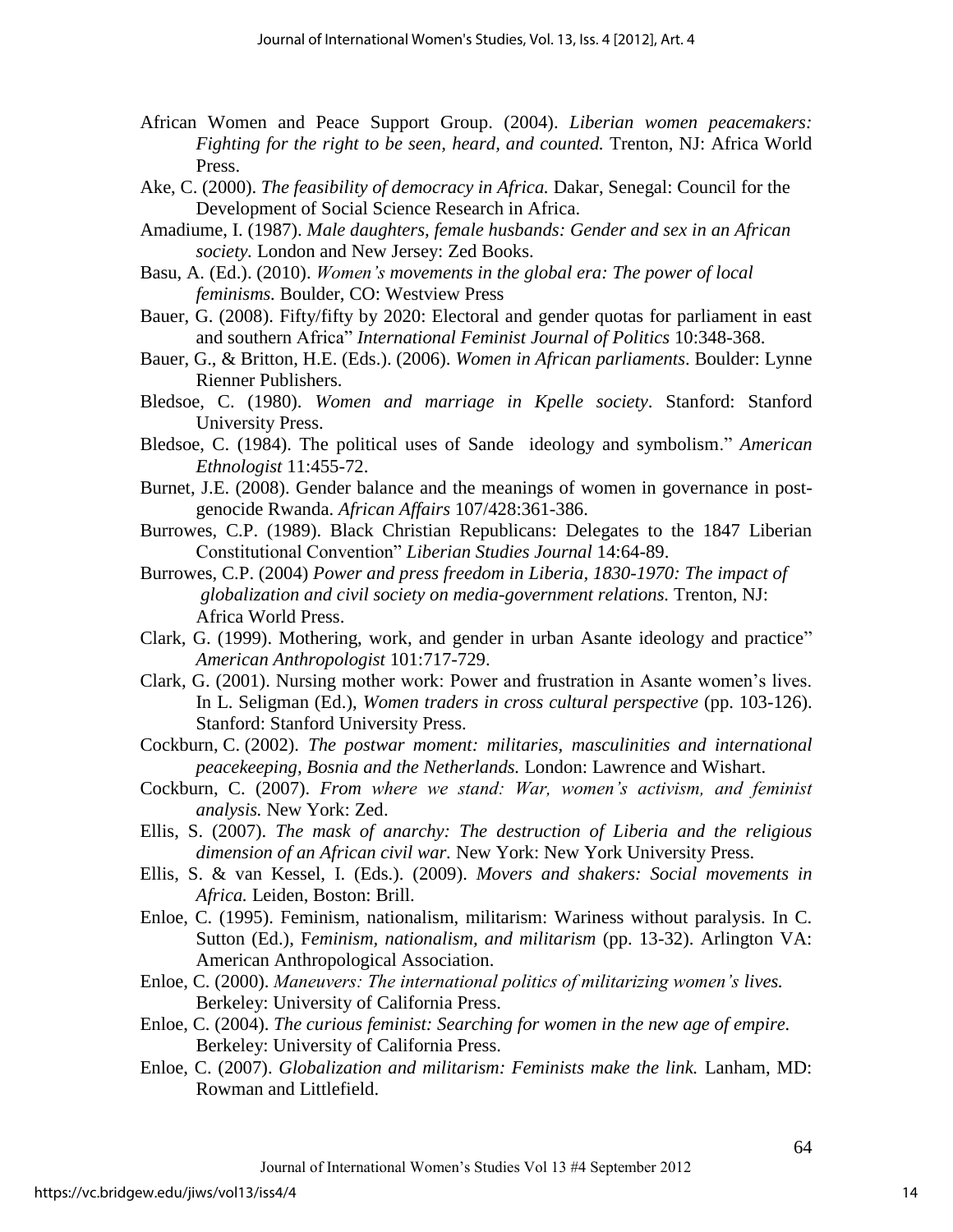African Women and Peace Support Group. (2004). *Liberian women peacemakers: Fighting for the right to be seen, heard, and counted.* Trenton, NJ: Africa World Press.

Ake, C. (2000). *The feasibility of democracy in Africa.* Dakar, Senegal: Council for the Development of Social Science Research in Africa.

Amadiume, I. (1987). *Male daughters, female husbands: Gender and sex in an African society.* London and New Jersey: Zed Books.

Basu, A. (Ed.). (2010). *Women's movements in the global era: The power of local feminisms.* Boulder, CO: Westview Press

Bauer, G. (2008). Fifty/fifty by 2020: Electoral and gender quotas for parliament in east and southern Africa" *International Feminist Journal of Politics* 10:348-368.

Bauer, G., & Britton, H.E. (Eds.). (2006). *Women in African parliaments*. Boulder: Lynne Rienner Publishers.

Bledsoe, C. (1980). *Women and marriage in Kpelle society*. Stanford: Stanford University Press.

Bledsoe, C. (1984). The political uses of Sande ideology and symbolism." *American Ethnologist* 11:455-72.

Burnet, J.E. (2008). Gender balance and the meanings of women in governance in post-genocide Rwanda. *African Affairs* 107/428:361-386.

Burrowes, C.P. (1989). Black Christian Republicans: Delegates to the 1847 Liberian Constitutional Convention" *Liberian Studies Journal* 14:64-89.

Burrowes, C.P. (2004) *Power and press freedom in Liberia, 1830-1970: The impact of globalization and civil society on media-government relations.* Trenton, NJ: Africa World Press.

Clark, G. (1999). Mothering, work, and gender in urban Asante ideology and practice" *American Anthropologist* 101:717-729.

Clark, G. (2001). Nursing mother work: Power and frustration in Asante women's lives. In L. Seligman (Ed.), *Women traders in cross cultural perspective* (pp. 103-126). Stanford: Stanford University Press.

Cockburn, C. (2002). *The postwar moment: militaries, masculinities and international peacekeeping, Bosnia and the Netherlands.* London: Lawrence and Wishart.

Cockburn, C. (2007). *From where we stand: War, women's activism, and feminist analysis.* New York: Zed.

Ellis, S. (2007). *The mask of anarchy: The destruction of Liberia and the religious dimension of an African civil war.* New York: New York University Press.

Ellis, S. & van Kessel, I. (Eds.). (2009). *Movers and shakers: Social movements in Africa.* Leiden, Boston: Brill.

Enloe, C. (1995). Feminism, nationalism, militarism: Wariness without paralysis. In C. Sutton (Ed.), F*eminism, nationalism, and militarism* (pp. 13-32). Arlington VA: American Anthropological Association.

Enloe, C. (2000). *Maneuvers: The international politics of militarizing women's lives.* Berkeley: University of California Press.

Enloe, C. (2004). *The curious feminist: Searching for women in the new age of empire.* Berkeley: University of California Press.

Enloe, C. (2007). *Globalization and militarism: Feminists make the link.* Lanham, MD: Rowman and Littlefield.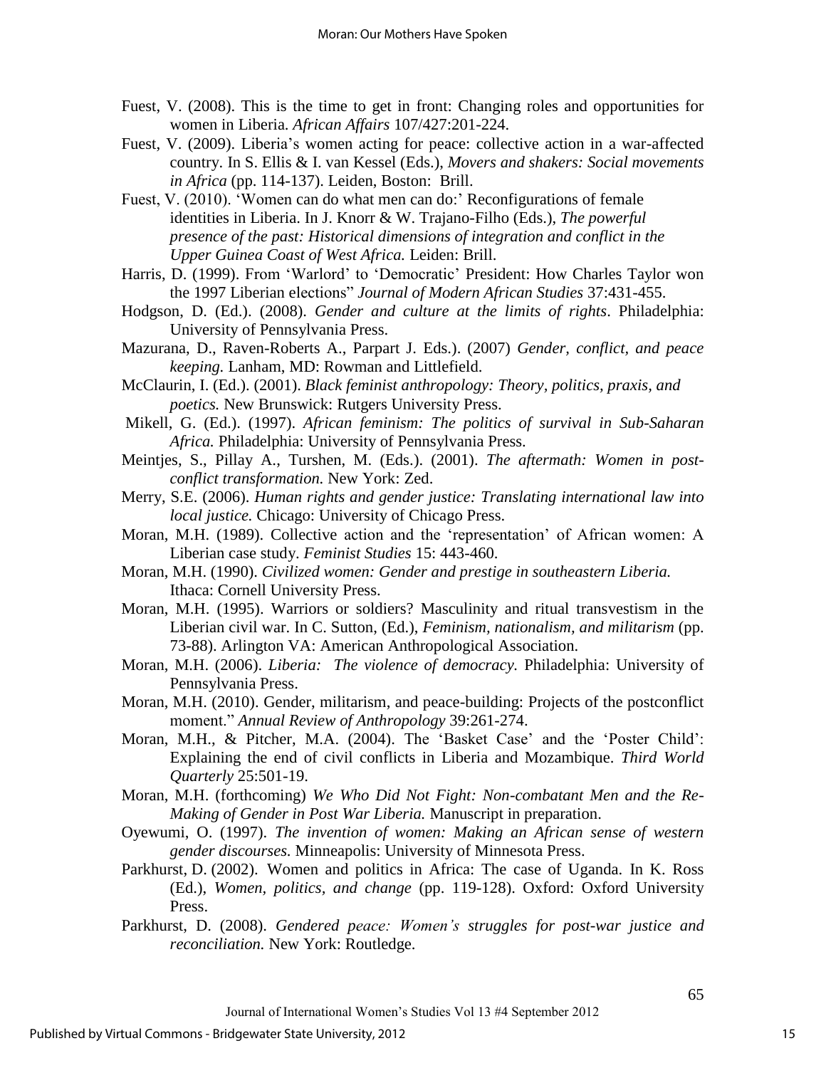Fuest, V. (2008). This is the time to get in front: Changing roles and opportunities for women in Liberia. *African Affairs* 107/427:201-224.

Fuest, V. (2009). Liberia's women acting for peace: collective action in a war-affected country. In S. Ellis & I. van Kessel (Eds.), *Movers and shakers: Social movements in Africa* (pp. 114-137). Leiden, Boston: Brill.

Fuest, V. (2010). 'Women can do what men can do:' Reconfigurations of female identities in Liberia. In J. Knorr & W. Trajano-Filho (Eds.), *The powerful presence of the past: Historical dimensions of integration and conflict in the Upper Guinea Coast of West Africa.* Leiden: Brill.

Harris, D. (1999). From 'Warlord' to 'Democratic' President: How Charles Taylor won the 1997 Liberian elections" *Journal of Modern African Studies* 37:431-455.

Hodgson, D. (Ed.). (2008). *Gender and culture at the limits of rights*. Philadelphia: University of Pennsylvania Press.

Mazurana, D., Raven-Roberts A., Parpart J. Eds.). (2007) *Gender, conflict, and peace keeping.* Lanham, MD: Rowman and Littlefield.

McClaurin, I. (Ed.). (2001). *Black feminist anthropology: Theory, politics, praxis, and poetics.* New Brunswick: Rutgers University Press.

Mikell, G. (Ed.). (1997). *African feminism: The politics of survival in Sub-Saharan Africa.* Philadelphia: University of Pennsylvania Press.

Meintjes, S., Pillay A., Turshen, M. (Eds.). (2001). *The aftermath: Women in post-conflict transformation.* New York: Zed.

Merry, S.E. (2006). *Human rights and gender justice: Translating international law into local justice.* Chicago: University of Chicago Press.

Moran, M.H. (1989). Collective action and the 'representation' of African women: A Liberian case study. *Feminist Studies* 15: 443-460.

Moran, M.H. (1990). *Civilized women: Gender and prestige in southeastern Liberia.* Ithaca: Cornell University Press.

Moran, M.H. (1995). Warriors or soldiers? Masculinity and ritual transvestism in the Liberian civil war. In C. Sutton, (Ed.), *Feminism, nationalism, and militarism* (pp. 73-88). Arlington VA: American Anthropological Association.

Moran, M.H. (2006). *Liberia: The violence of democracy.* Philadelphia: University of Pennsylvania Press.

Moran, M.H. (2010). Gender, militarism, and peace-building: Projects of the postconflict moment." *Annual Review of Anthropology* 39:261-274.

Moran, M.H., & Pitcher, M.A. (2004). The 'Basket Case' and the 'Poster Child': Explaining the end of civil conflicts in Liberia and Mozambique. *Third World Quarterly* 25:501-19.

Moran, M.H. (forthcoming) *We Who Did Not Fight: Non-combatant Men and the Re-Making of Gender in Post War Liberia.* Manuscript in preparation.

Oyewumi, O. (1997). *The invention of women: Making an African sense of western gender discourses.* Minneapolis: University of Minnesota Press.

Parkhurst, D. (2002). Women and politics in Africa: The case of Uganda. In K. Ross (Ed.), *Women, politics, and change* (pp. 119-128). Oxford: Oxford University Press.

Parkhurst, D. (2008). *Gendered peace: Women's struggles for post-war justice and reconciliation.* New York: Routledge.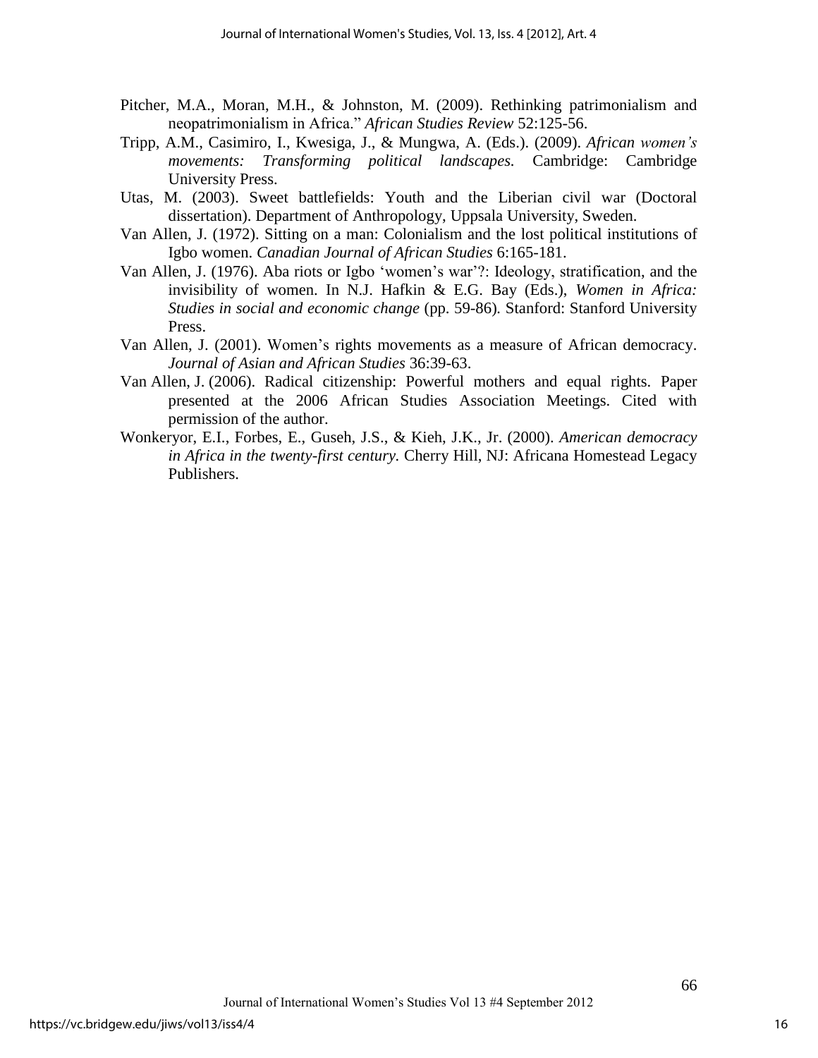Pitcher, M.A., Moran, M.H., & Johnston, M. (2009). Rethinking patrimonialism and neopatrimonialism in Africa." *African Studies Review* 52:125-56.

Tripp, A.M., Casimiro, I., Kwesiga, J., & Mungwa, A. (Eds.). (2009). *African women's movements: Transforming political landscapes.* Cambridge: Cambridge University Press.

Utas, M. (2003). Sweet battlefields: Youth and the Liberian civil war (Doctoral dissertation). Department of Anthropology, Uppsala University, Sweden.

Van Allen, J. (1972). Sitting on a man: Colonialism and the lost political institutions of Igbo women. *Canadian Journal of African Studies* 6:165-181.

Van Allen, J. (1976). Aba riots or Igbo 'women's war'?: Ideology, stratification, and the invisibility of women. In N.J. Hafkin & E.G. Bay (Eds.), *Women in Africa: Studies in social and economic change* (pp. 59-86)*.* Stanford: Stanford University Press.

Van Allen, J. (2001). Women's rights movements as a measure of African democracy. *Journal of Asian and African Studies* 36:39-63.

Van Allen, J. (2006). Radical citizenship: Powerful mothers and equal rights. Paper presented at the 2006 African Studies Association Meetings. Cited with permission of the author.

Wonkeryor, E.I., Forbes, E., Guseh, J.S., & Kieh, J.K., Jr. (2000). *American democracy in Africa in the twenty-first century.* Cherry Hill, NJ: Africana Homestead Legacy Publishers.